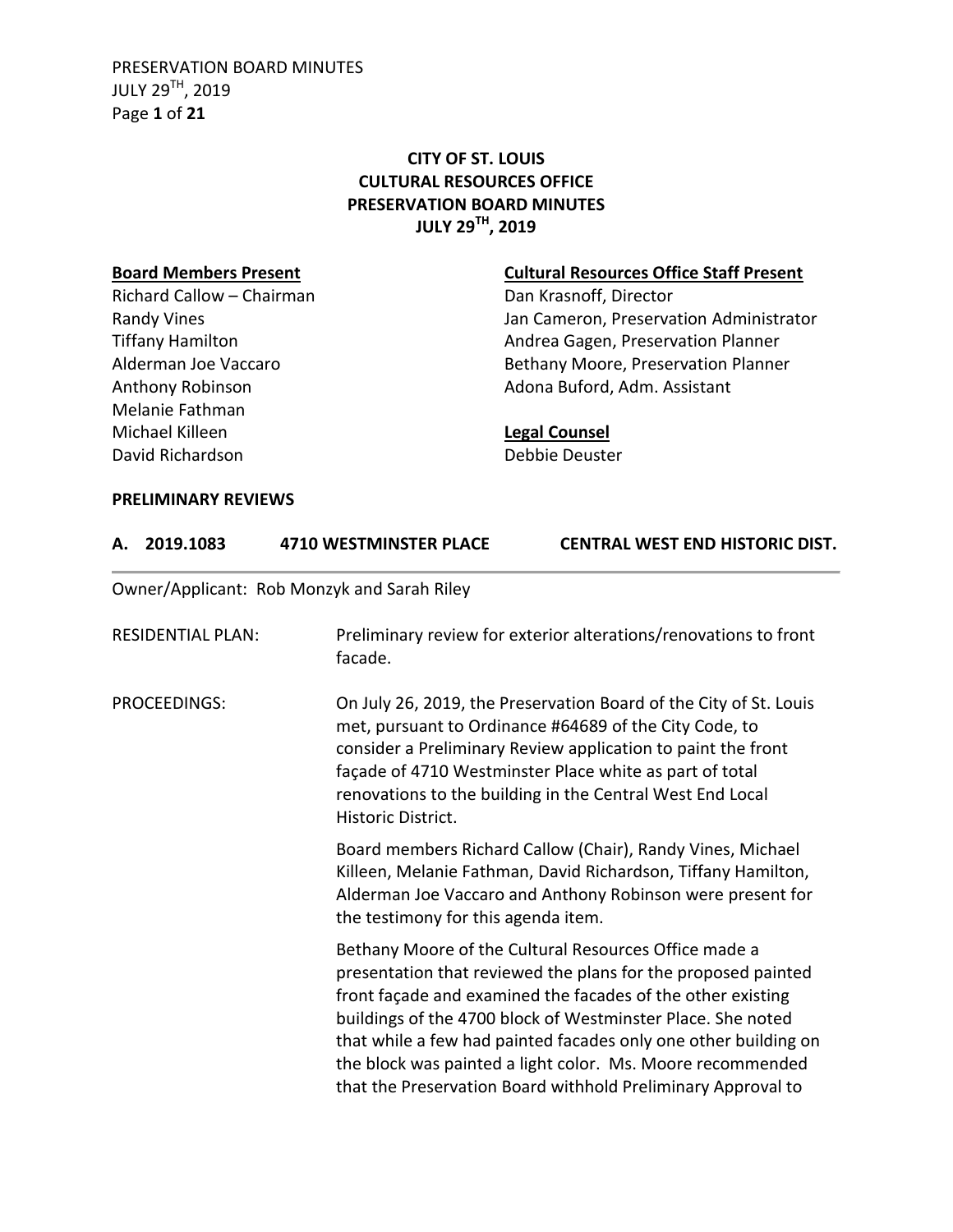# CITY OF ST. LOUIS
# CULTURAL RESOURCES OFFICE
# PRESERVATION BOARD MINUTES
# JULY 29TH, 2019

**Board Members Present**
Richard Callow – Chairman
Randy Vines
Tiffany Hamilton
Alderman Joe Vaccaro
Anthony Robinson
Melanie Fathman
Michael Killeen
David Richardson

**Cultural Resources Office Staff Present**
Dan Krasnoff, Director
Jan Cameron, Preservation Administrator
Andrea Gagen, Preservation Planner
Bethany Moore, Preservation Planner
Adona Buford, Adm. Assistant

**Legal Counsel**
Debbie Deuster

**PRELIMINARY REVIEWS**

**A. 2019.1083 4710 WESTMINSTER PLACE CENTRAL WEST END HISTORIC DIST.**

Owner/Applicant: Rob Monzyk and Sarah Riley

RESIDENTIAL PLAN: Preliminary review for exterior alterations/renovations to front facade.

PROCEEDINGS: On July 26, 2019, the Preservation Board of the City of St. Louis met, pursuant to Ordinance #64689 of the City Code, to consider a Preliminary Review application to paint the front façade of 4710 Westminster Place white as part of total renovations to the building in the Central West End Local Historic District.

Board members Richard Callow (Chair), Randy Vines, Michael Killeen, Melanie Fathman, David Richardson, Tiffany Hamilton, Alderman Joe Vaccaro and Anthony Robinson were present for the testimony for this agenda item.

Bethany Moore of the Cultural Resources Office made a presentation that reviewed the plans for the proposed painted front façade and examined the facades of the other existing buildings of the 4700 block of Westminster Place. She noted that while a few had painted facades only one other building on the block was painted a light color. Ms. Moore recommended that the Preservation Board withhold Preliminary Approval to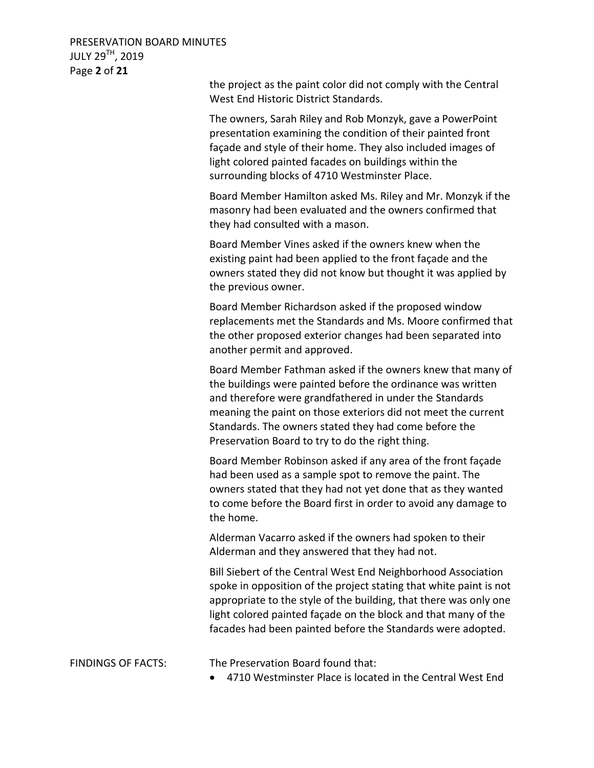the project as the paint color did not comply with the Central West End Historic District Standards.

The owners, Sarah Riley and Rob Monzyk, gave a PowerPoint presentation examining the condition of their painted front façade and style of their home. They also included images of light colored painted facades on buildings within the surrounding blocks of 4710 Westminster Place.

Board Member Hamilton asked Ms. Riley and Mr. Monzyk if the masonry had been evaluated and the owners confirmed that they had consulted with a mason.

Board Member Vines asked if the owners knew when the existing paint had been applied to the front façade and the owners stated they did not know but thought it was applied by the previous owner.

Board Member Richardson asked if the proposed window replacements met the Standards and Ms. Moore confirmed that the other proposed exterior changes had been separated into another permit and approved.

Board Member Fathman asked if the owners knew that many of the buildings were painted before the ordinance was written and therefore were grandfathered in under the Standards meaning the paint on those exteriors did not meet the current Standards. The owners stated they had come before the Preservation Board to try to do the right thing.

Board Member Robinson asked if any area of the front façade had been used as a sample spot to remove the paint. The owners stated that they had not yet done that as they wanted to come before the Board first in order to avoid any damage to the home.

Alderman Vacarro asked if the owners had spoken to their Alderman and they answered that they had not.

Bill Siebert of the Central West End Neighborhood Association spoke in opposition of the project stating that white paint is not appropriate to the style of the building, that there was only one light colored painted façade on the block and that many of the facades had been painted before the Standards were adopted.

FINDINGS OF FACTS: The Preservation Board found that:

- 4710 Westminster Place is located in the Central West End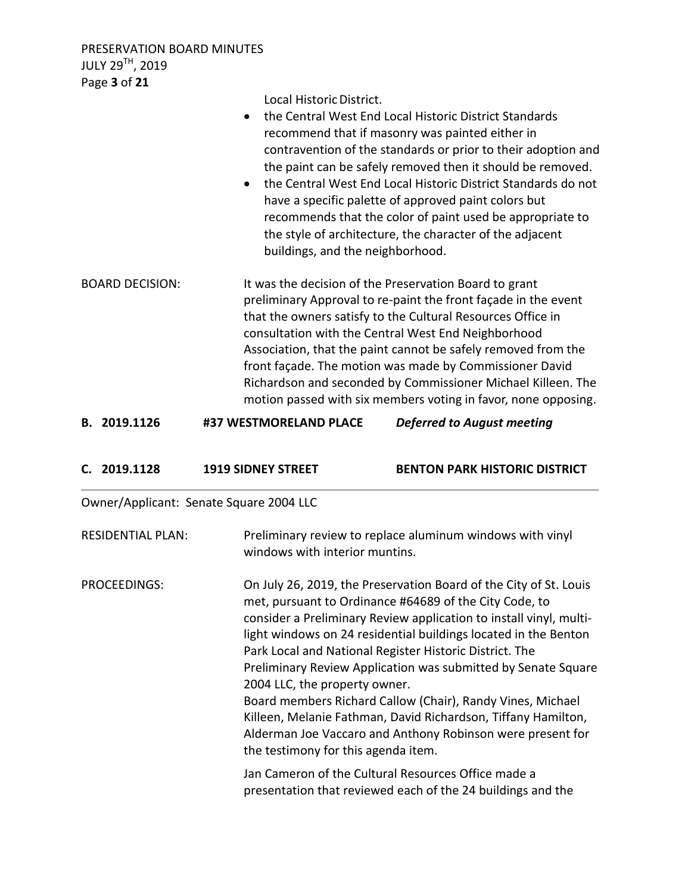Local Historic District.

- the Central West End Local Historic District Standards recommend that if masonry was painted either in contravention of the standards or prior to their adoption and the paint can be safely removed then it should be removed.
- the Central West End Local Historic District Standards do not have a specific palette of approved paint colors but recommends that the color of paint used be appropriate to the style of architecture, the character of the adjacent buildings, and the neighborhood.

BOARD DECISION: It was the decision of the Preservation Board to grant preliminary Approval to re-paint the front façade in the event that the owners satisfy to the Cultural Resources Office in consultation with the Central West End Neighborhood Association, that the paint cannot be safely removed from the front façade. The motion was made by Commissioner David Richardson and seconded by Commissioner Michael Killeen. The motion passed with six members voting in favor, none opposing.

**B. 2019.1126 #37 WESTMORELAND PLACE** ***Deferred to August meeting***

**C. 2019.1128 1919 SIDNEY STREET BENTON PARK HISTORIC DISTRICT**

Owner/Applicant: Senate Square 2004 LLC

RESIDENTIAL PLAN: Preliminary review to replace aluminum windows with vinyl windows with interior muntins.

PROCEEDINGS: On July 26, 2019, the Preservation Board of the City of St. Louis met, pursuant to Ordinance #64689 of the City Code, to consider a Preliminary Review application to install vinyl, multi-light windows on 24 residential buildings located in the Benton Park Local and National Register Historic District. The Preliminary Review Application was submitted by Senate Square 2004 LLC, the property owner.

Board members Richard Callow (Chair), Randy Vines, Michael Killeen, Melanie Fathman, David Richardson, Tiffany Hamilton, Alderman Joe Vaccaro and Anthony Robinson were present for the testimony for this agenda item.

Jan Cameron of the Cultural Resources Office made a presentation that reviewed each of the 24 buildings and the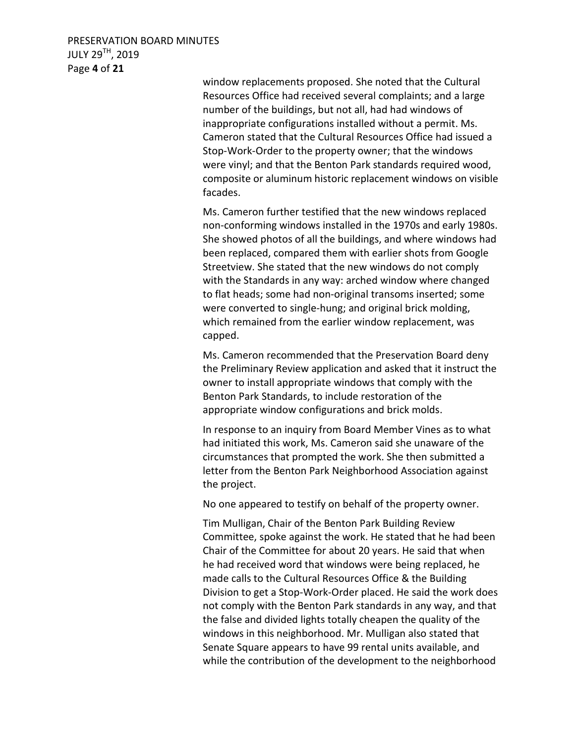window replacements proposed. She noted that the Cultural Resources Office had received several complaints; and a large number of the buildings, but not all, had had windows of inappropriate configurations installed without a permit. Ms. Cameron stated that the Cultural Resources Office had issued a Stop-Work-Order to the property owner; that the windows were vinyl; and that the Benton Park standards required wood, composite or aluminum historic replacement windows on visible facades.

Ms. Cameron further testified that the new windows replaced non-conforming windows installed in the 1970s and early 1980s. She showed photos of all the buildings, and where windows had been replaced, compared them with earlier shots from Google Streetview. She stated that the new windows do not comply with the Standards in any way: arched window where changed to flat heads; some had non-original transoms inserted; some were converted to single-hung; and original brick molding, which remained from the earlier window replacement, was capped.

Ms. Cameron recommended that the Preservation Board deny the Preliminary Review application and asked that it instruct the owner to install appropriate windows that comply with the Benton Park Standards, to include restoration of the appropriate window configurations and brick molds.

In response to an inquiry from Board Member Vines as to what had initiated this work, Ms. Cameron said she unaware of the circumstances that prompted the work. She then submitted a letter from the Benton Park Neighborhood Association against the project.

No one appeared to testify on behalf of the property owner.

Tim Mulligan, Chair of the Benton Park Building Review Committee, spoke against the work. He stated that he had been Chair of the Committee for about 20 years. He said that when he had received word that windows were being replaced, he made calls to the Cultural Resources Office & the Building Division to get a Stop-Work-Order placed. He said the work does not comply with the Benton Park standards in any way, and that the false and divided lights totally cheapen the quality of the windows in this neighborhood. Mr. Mulligan also stated that Senate Square appears to have 99 rental units available, and while the contribution of the development to the neighborhood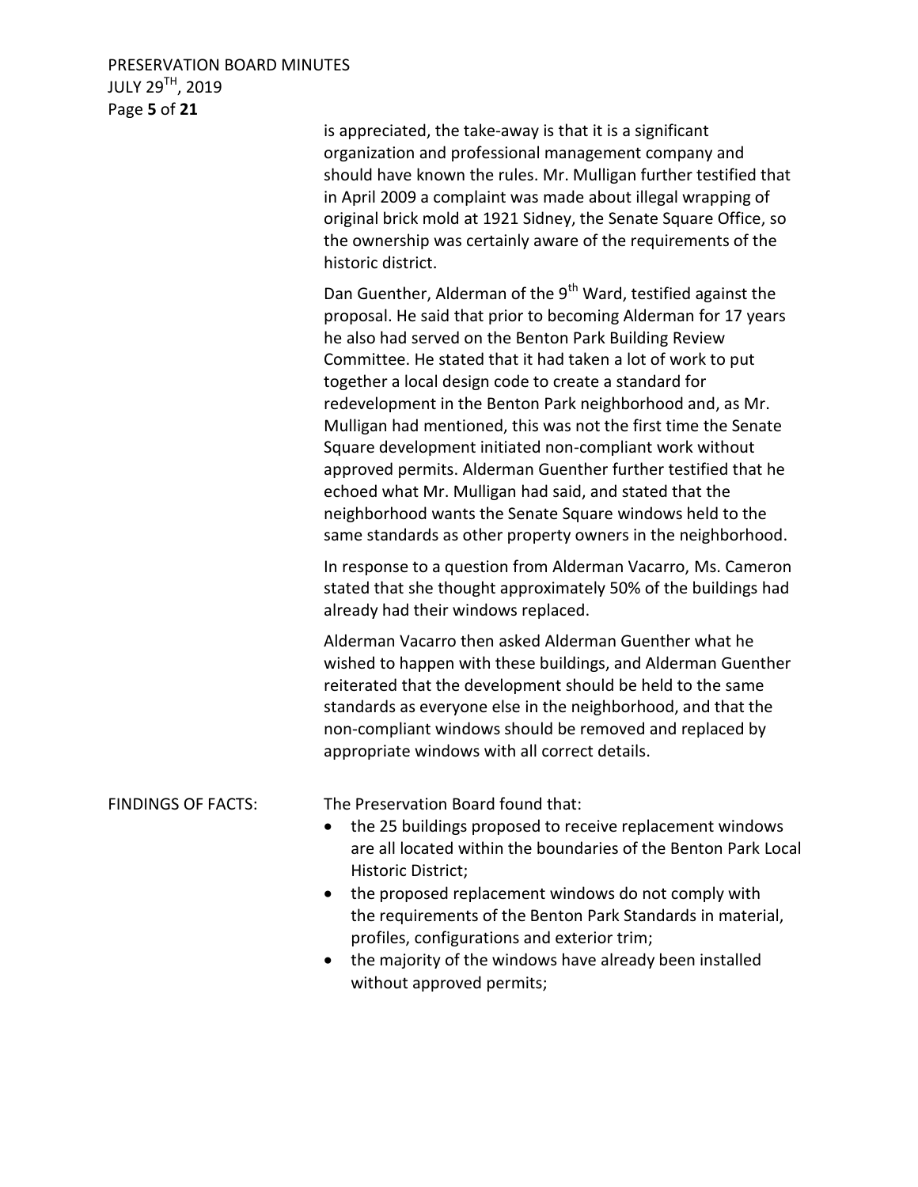is appreciated, the take-away is that it is a significant organization and professional management company and should have known the rules. Mr. Mulligan further testified that in April 2009 a complaint was made about illegal wrapping of original brick mold at 1921 Sidney, the Senate Square Office, so the ownership was certainly aware of the requirements of the historic district.

Dan Guenther, Alderman of the 9th Ward, testified against the proposal. He said that prior to becoming Alderman for 17 years he also had served on the Benton Park Building Review Committee. He stated that it had taken a lot of work to put together a local design code to create a standard for redevelopment in the Benton Park neighborhood and, as Mr. Mulligan had mentioned, this was not the first time the Senate Square development initiated non-compliant work without approved permits. Alderman Guenther further testified that he echoed what Mr. Mulligan had said, and stated that the neighborhood wants the Senate Square windows held to the same standards as other property owners in the neighborhood.

In response to a question from Alderman Vacarro, Ms. Cameron stated that she thought approximately 50% of the buildings had already had their windows replaced.

Alderman Vacarro then asked Alderman Guenther what he wished to happen with these buildings, and Alderman Guenther reiterated that the development should be held to the same standards as everyone else in the neighborhood, and that the non-compliant windows should be removed and replaced by appropriate windows with all correct details.

FINDINGS OF FACTS: The Preservation Board found that:

- the 25 buildings proposed to receive replacement windows are all located within the boundaries of the Benton Park Local Historic District;
- the proposed replacement windows do not comply with the requirements of the Benton Park Standards in material, profiles, configurations and exterior trim;
- the majority of the windows have already been installed without approved permits;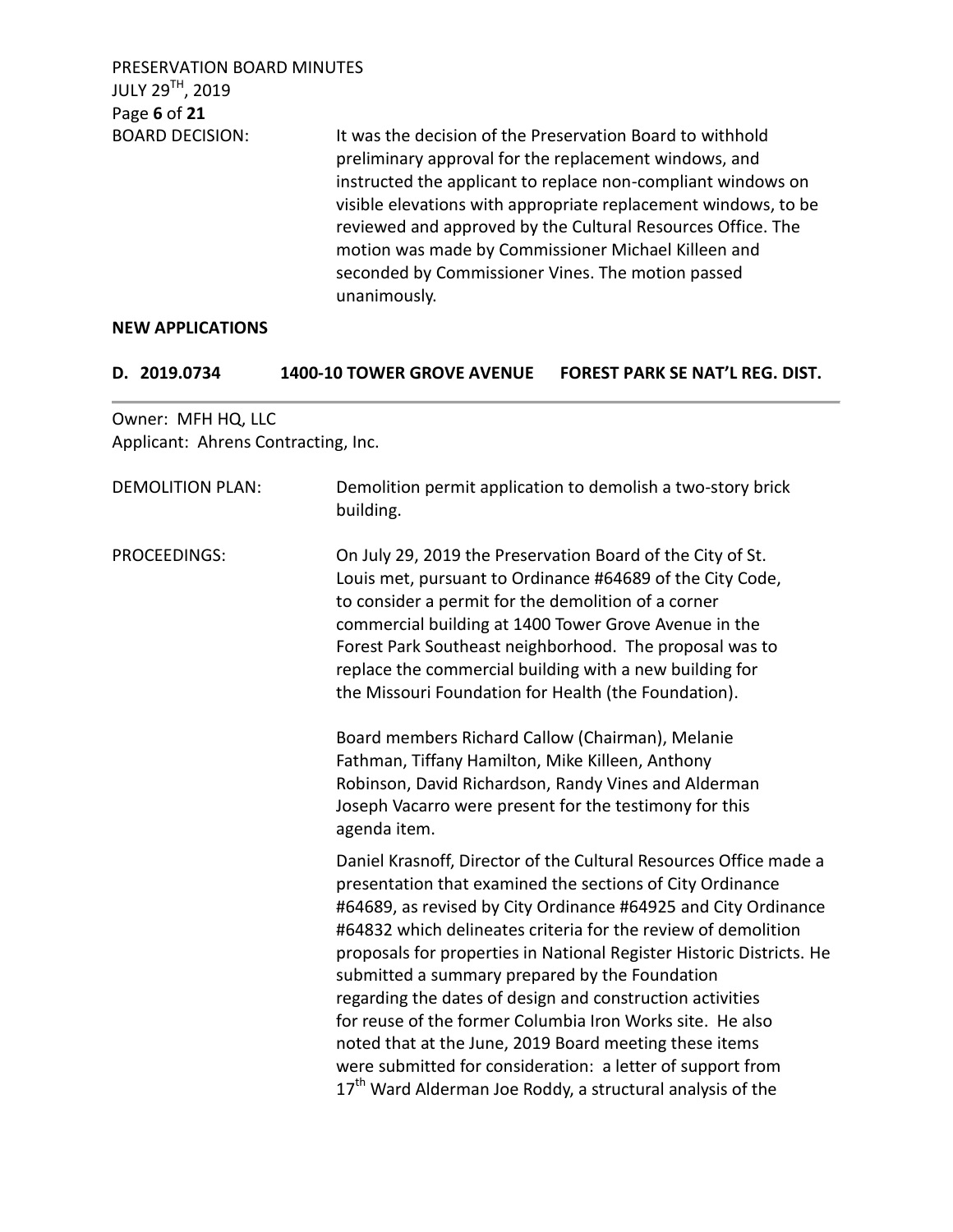BOARD DECISION: It was the decision of the Preservation Board to withhold preliminary approval for the replacement windows, and instructed the applicant to replace non-compliant windows on visible elevations with appropriate replacement windows, to be reviewed and approved by the Cultural Resources Office. The motion was made by Commissioner Michael Killeen and seconded by Commissioner Vines. The motion passed unanimously.

**NEW APPLICATIONS**

**D. 2019.0734 1400-10 TOWER GROVE AVENUE FOREST PARK SE NAT'L REG. DIST.**

Owner: MFH HQ, LLC
Applicant: Ahrens Contracting, Inc.

DEMOLITION PLAN: Demolition permit application to demolish a two-story brick building.

PROCEEDINGS: On July 29, 2019 the Preservation Board of the City of St. Louis met, pursuant to Ordinance #64689 of the City Code, to consider a permit for the demolition of a corner commercial building at 1400 Tower Grove Avenue in the Forest Park Southeast neighborhood. The proposal was to replace the commercial building with a new building for the Missouri Foundation for Health (the Foundation).

Board members Richard Callow (Chairman), Melanie Fathman, Tiffany Hamilton, Mike Killeen, Anthony Robinson, David Richardson, Randy Vines and Alderman Joseph Vacarro were present for the testimony for this agenda item.

Daniel Krasnoff, Director of the Cultural Resources Office made a presentation that examined the sections of City Ordinance #64689, as revised by City Ordinance #64925 and City Ordinance #64832 which delineates criteria for the review of demolition proposals for properties in National Register Historic Districts. He submitted a summary prepared by the Foundation regarding the dates of design and construction activities for reuse of the former Columbia Iron Works site. He also noted that at the June, 2019 Board meeting these items were submitted for consideration: a letter of support from 17th Ward Alderman Joe Roddy, a structural analysis of the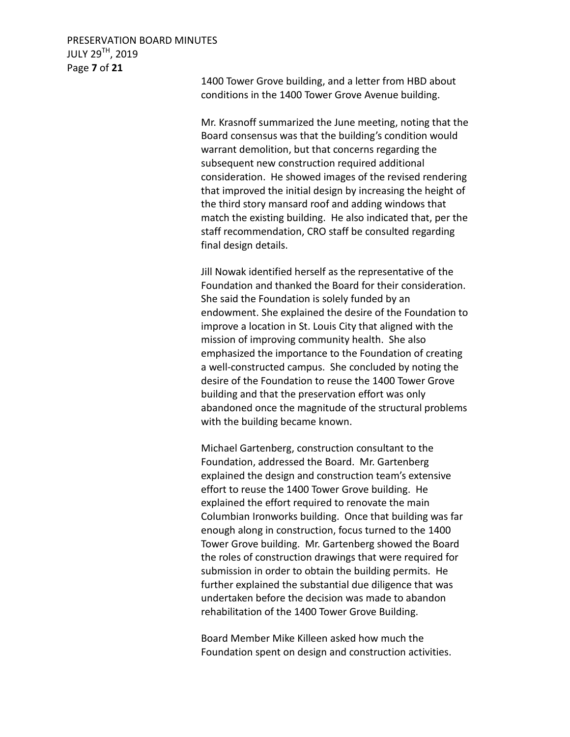1400 Tower Grove building, and a letter from HBD about conditions in the 1400 Tower Grove Avenue building.

Mr. Krasnoff summarized the June meeting, noting that the Board consensus was that the building's condition would warrant demolition, but that concerns regarding the subsequent new construction required additional consideration. He showed images of the revised rendering that improved the initial design by increasing the height of the third story mansard roof and adding windows that match the existing building. He also indicated that, per the staff recommendation, CRO staff be consulted regarding final design details.

Jill Nowak identified herself as the representative of the Foundation and thanked the Board for their consideration. She said the Foundation is solely funded by an endowment. She explained the desire of the Foundation to improve a location in St. Louis City that aligned with the mission of improving community health. She also emphasized the importance to the Foundation of creating a well-constructed campus. She concluded by noting the desire of the Foundation to reuse the 1400 Tower Grove building and that the preservation effort was only abandoned once the magnitude of the structural problems with the building became known.

Michael Gartenberg, construction consultant to the Foundation, addressed the Board. Mr. Gartenberg explained the design and construction team's extensive effort to reuse the 1400 Tower Grove building. He explained the effort required to renovate the main Columbian Ironworks building. Once that building was far enough along in construction, focus turned to the 1400 Tower Grove building. Mr. Gartenberg showed the Board the roles of construction drawings that were required for submission in order to obtain the building permits. He further explained the substantial due diligence that was undertaken before the decision was made to abandon rehabilitation of the 1400 Tower Grove Building.

Board Member Mike Killeen asked how much the Foundation spent on design and construction activities.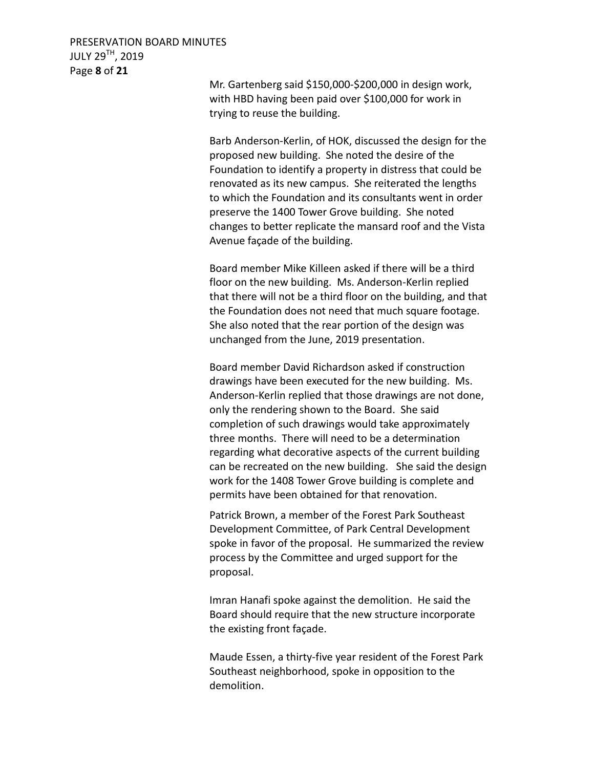Mr. Gartenberg said $150,000-$200,000 in design work, with HBD having been paid over $100,000 for work in trying to reuse the building.

Barb Anderson-Kerlin, of HOK, discussed the design for the proposed new building. She noted the desire of the Foundation to identify a property in distress that could be renovated as its new campus. She reiterated the lengths to which the Foundation and its consultants went in order preserve the 1400 Tower Grove building. She noted changes to better replicate the mansard roof and the Vista Avenue façade of the building.

Board member Mike Killeen asked if there will be a third floor on the new building. Ms. Anderson-Kerlin replied that there will not be a third floor on the building, and that the Foundation does not need that much square footage. She also noted that the rear portion of the design was unchanged from the June, 2019 presentation.

Board member David Richardson asked if construction drawings have been executed for the new building. Ms. Anderson-Kerlin replied that those drawings are not done, only the rendering shown to the Board. She said completion of such drawings would take approximately three months. There will need to be a determination regarding what decorative aspects of the current building can be recreated on the new building. She said the design work for the 1408 Tower Grove building is complete and permits have been obtained for that renovation.

Patrick Brown, a member of the Forest Park Southeast Development Committee, of Park Central Development spoke in favor of the proposal. He summarized the review process by the Committee and urged support for the proposal.

Imran Hanafi spoke against the demolition. He said the Board should require that the new structure incorporate the existing front façade.

Maude Essen, a thirty-five year resident of the Forest Park Southeast neighborhood, spoke in opposition to the demolition.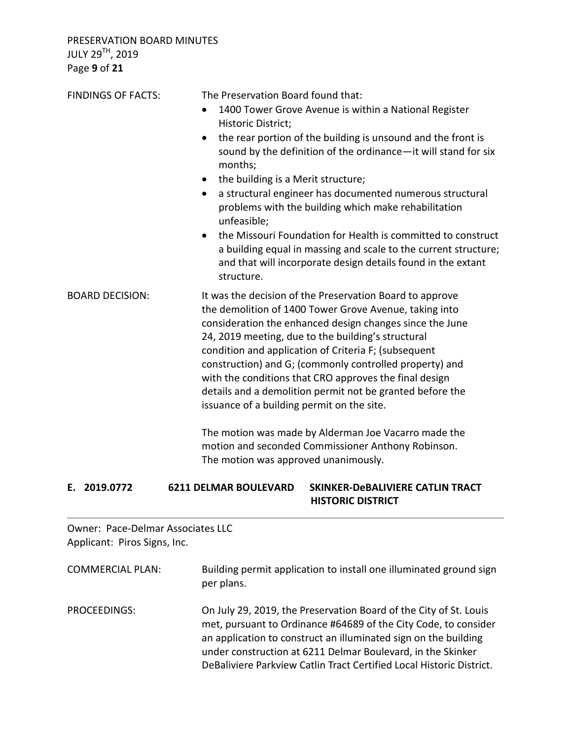FINDINGS OF FACTS: The Preservation Board found that:

- 1400 Tower Grove Avenue is within a National Register Historic District;
- the rear portion of the building is unsound and the front is sound by the definition of the ordinance—it will stand for six months;
- the building is a Merit structure;
- a structural engineer has documented numerous structural problems with the building which make rehabilitation unfeasible;
- the Missouri Foundation for Health is committed to construct a building equal in massing and scale to the current structure; and that will incorporate design details found in the extant structure.

BOARD DECISION: It was the decision of the Preservation Board to approve the demolition of 1400 Tower Grove Avenue, taking into consideration the enhanced design changes since the June 24, 2019 meeting, due to the building's structural condition and application of Criteria F; (subsequent construction) and G; (commonly controlled property) and with the conditions that CRO approves the final design details and a demolition permit not be granted before the issuance of a building permit on the site.

The motion was made by Alderman Joe Vacarro made the motion and seconded Commissioner Anthony Robinson. The motion was approved unanimously.

## E. 2019.0772 6211 DELMAR BOULEVARD SKINKER-DeBALIVIERE CATLIN TRACT HISTORIC DISTRICT

Owner: Pace-Delmar Associates LLC
Applicant: Piros Signs, Inc.

COMMERCIAL PLAN: Building permit application to install one illuminated ground sign per plans.

PROCEEDINGS: On July 29, 2019, the Preservation Board of the City of St. Louis met, pursuant to Ordinance #64689 of the City Code, to consider an application to construct an illuminated sign on the building under construction at 6211 Delmar Boulevard, in the Skinker DeBaliviere Parkview Catlin Tract Certified Local Historic District.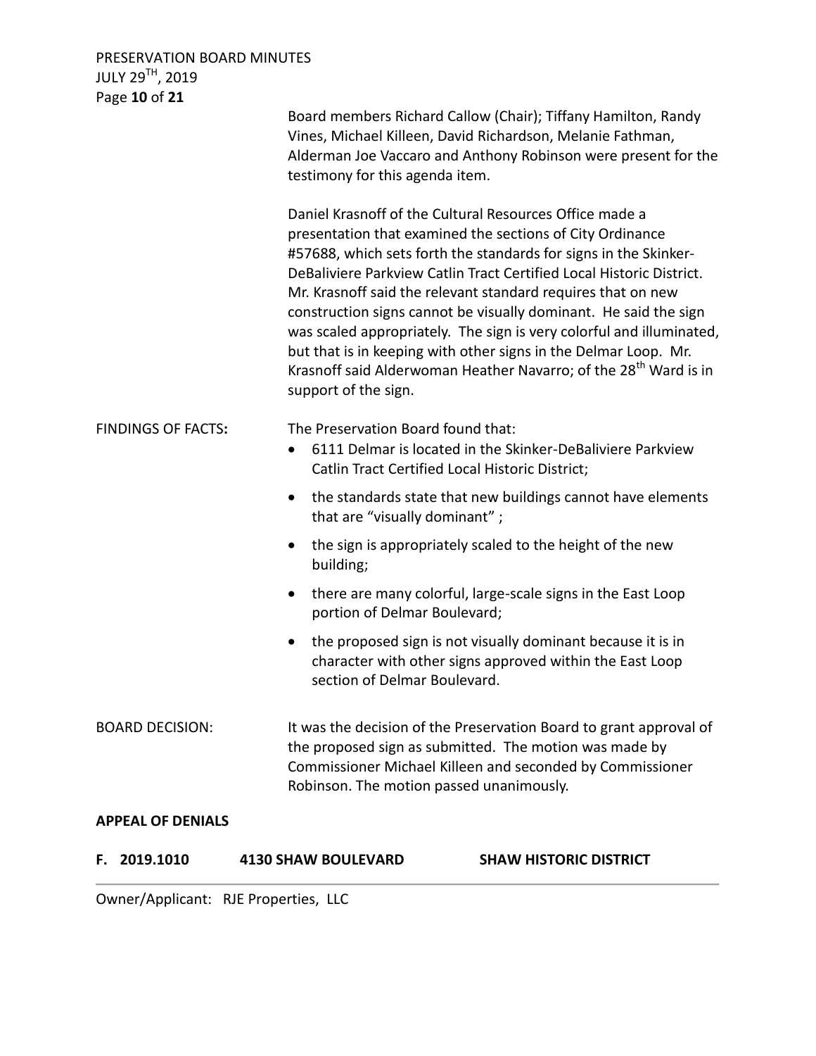Board members Richard Callow (Chair); Tiffany Hamilton, Randy Vines, Michael Killeen, David Richardson, Melanie Fathman, Alderman Joe Vaccaro and Anthony Robinson were present for the testimony for this agenda item.

Daniel Krasnoff of the Cultural Resources Office made a presentation that examined the sections of City Ordinance #57688, which sets forth the standards for signs in the Skinker-DeBaliviere Parkview Catlin Tract Certified Local Historic District. Mr. Krasnoff said the relevant standard requires that on new construction signs cannot be visually dominant. He said the sign was scaled appropriately. The sign is very colorful and illuminated, but that is in keeping with other signs in the Delmar Loop. Mr. Krasnoff said Alderwoman Heather Navarro; of the 28th Ward is in support of the sign.

**FINDINGS OF FACTS:** The Preservation Board found that:

- 6111 Delmar is located in the Skinker-DeBaliviere Parkview Catlin Tract Certified Local Historic District;
- the standards state that new buildings cannot have elements that are "visually dominant" ;
- the sign is appropriately scaled to the height of the new building;
- there are many colorful, large-scale signs in the East Loop portion of Delmar Boulevard;
- the proposed sign is not visually dominant because it is in character with other signs approved within the East Loop section of Delmar Boulevard.

BOARD DECISION: It was the decision of the Preservation Board to grant approval of the proposed sign as submitted. The motion was made by Commissioner Michael Killeen and seconded by Commissioner Robinson. The motion passed unanimously.

**APPEAL OF DENIALS**

**F. 2019.1010 4130 SHAW BOULEVARD SHAW HISTORIC DISTRICT**

Owner/Applicant: RJE Properties, LLC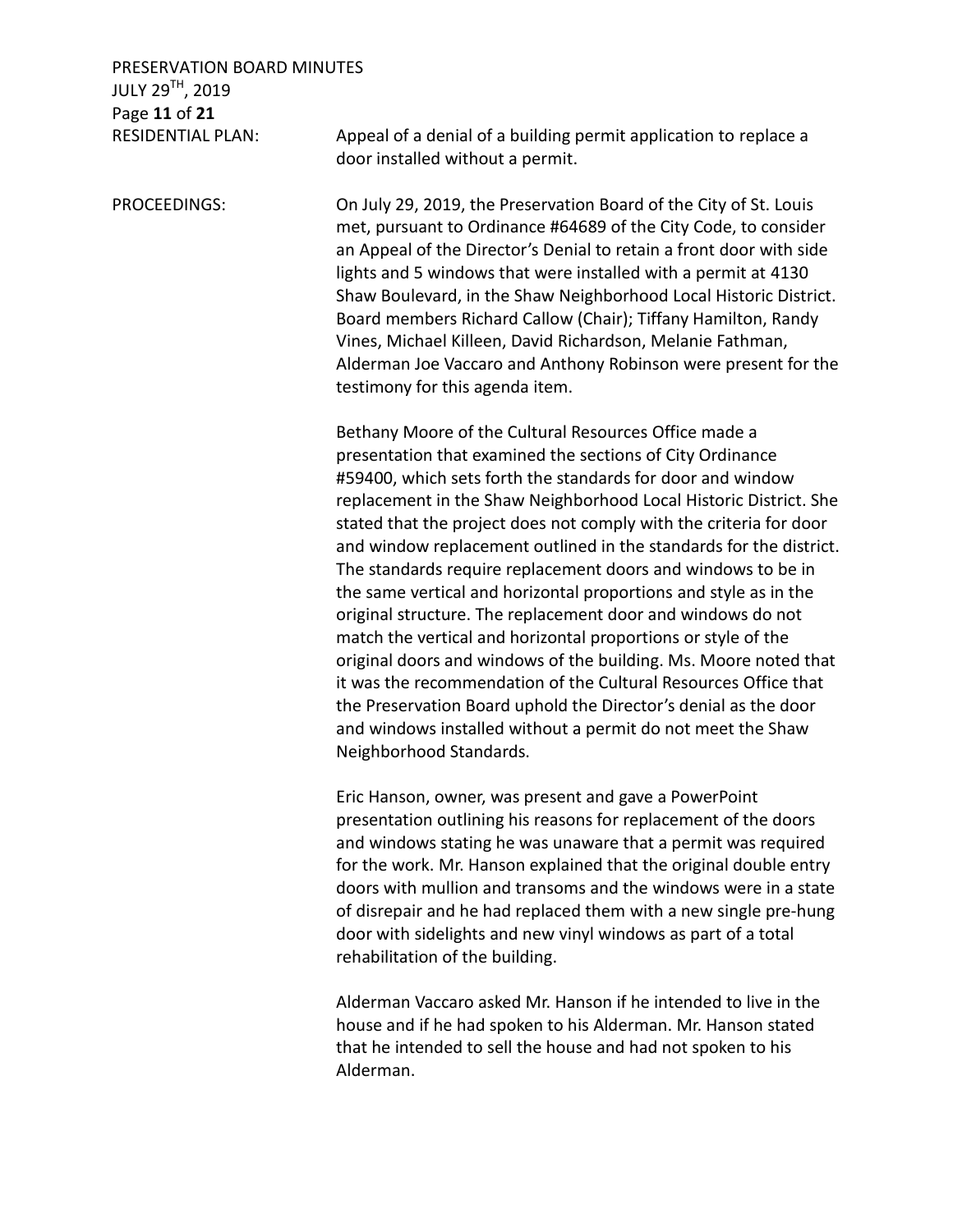RESIDENTIAL PLAN: Appeal of a denial of a building permit application to replace a door installed without a permit.

PROCEEDINGS: On July 29, 2019, the Preservation Board of the City of St. Louis met, pursuant to Ordinance #64689 of the City Code, to consider an Appeal of the Director's Denial to retain a front door with side lights and 5 windows that were installed with a permit at 4130 Shaw Boulevard, in the Shaw Neighborhood Local Historic District. Board members Richard Callow (Chair); Tiffany Hamilton, Randy Vines, Michael Killeen, David Richardson, Melanie Fathman, Alderman Joe Vaccaro and Anthony Robinson were present for the testimony for this agenda item.

Bethany Moore of the Cultural Resources Office made a presentation that examined the sections of City Ordinance #59400, which sets forth the standards for door and window replacement in the Shaw Neighborhood Local Historic District. She stated that the project does not comply with the criteria for door and window replacement outlined in the standards for the district. The standards require replacement doors and windows to be in the same vertical and horizontal proportions and style as in the original structure. The replacement door and windows do not match the vertical and horizontal proportions or style of the original doors and windows of the building. Ms. Moore noted that it was the recommendation of the Cultural Resources Office that the Preservation Board uphold the Director's denial as the door and windows installed without a permit do not meet the Shaw Neighborhood Standards.

Eric Hanson, owner, was present and gave a PowerPoint presentation outlining his reasons for replacement of the doors and windows stating he was unaware that a permit was required for the work. Mr. Hanson explained that the original double entry doors with mullion and transoms and the windows were in a state of disrepair and he had replaced them with a new single pre-hung door with sidelights and new vinyl windows as part of a total rehabilitation of the building.

Alderman Vaccaro asked Mr. Hanson if he intended to live in the house and if he had spoken to his Alderman. Mr. Hanson stated that he intended to sell the house and had not spoken to his Alderman.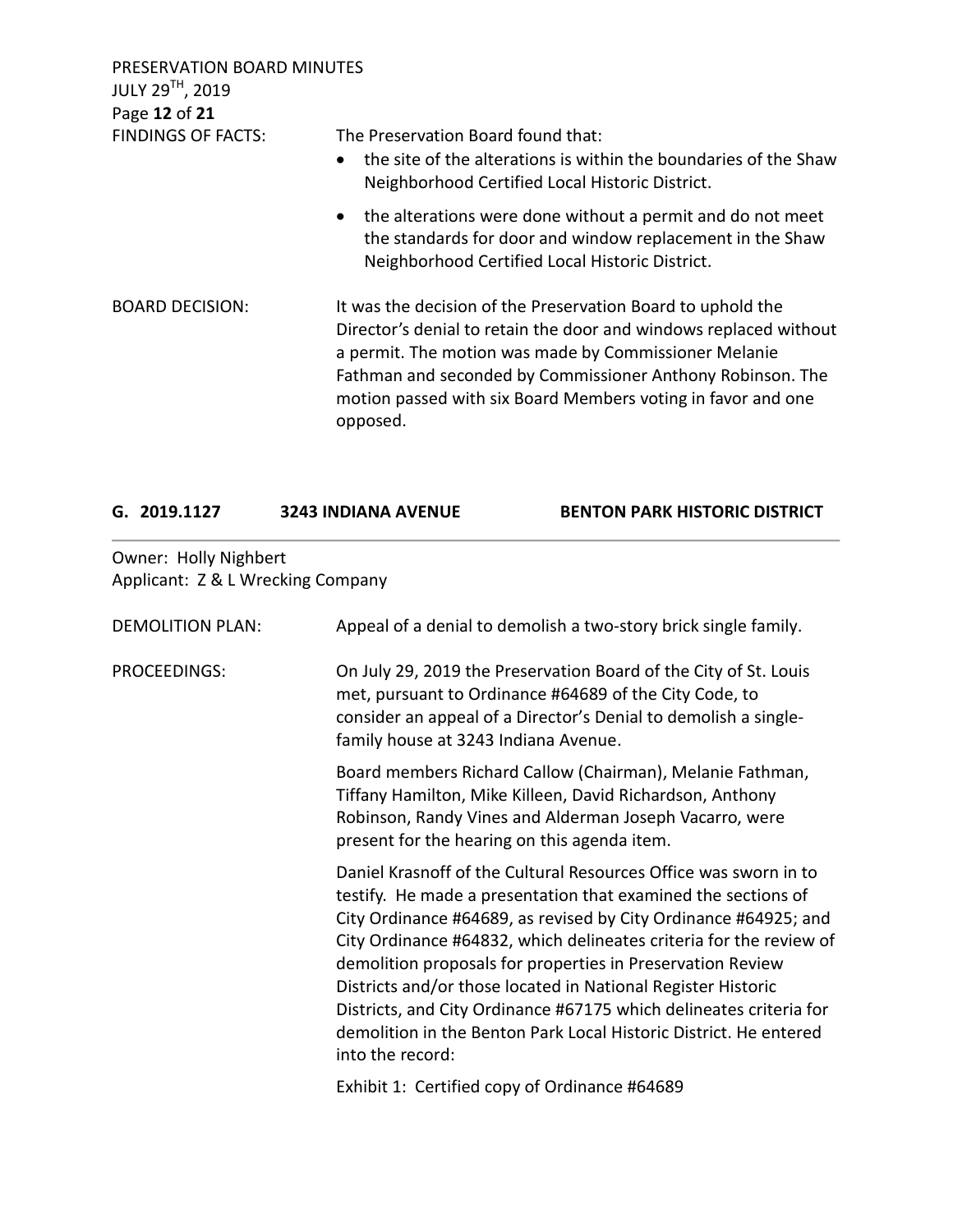FINDINGS OF FACTS: The Preservation Board found that:

- the site of the alterations is within the boundaries of the Shaw Neighborhood Certified Local Historic District.
- the alterations were done without a permit and do not meet the standards for door and window replacement in the Shaw Neighborhood Certified Local Historic District.

BOARD DECISION: It was the decision of the Preservation Board to uphold the Director's denial to retain the door and windows replaced without a permit. The motion was made by Commissioner Melanie Fathman and seconded by Commissioner Anthony Robinson. The motion passed with six Board Members voting in favor and one opposed.

## G. 2019.1127 3243 INDIANA AVENUE BENTON PARK HISTORIC DISTRICT

Owner: Holly Nighbert
Applicant: Z & L Wrecking Company

DEMOLITION PLAN: Appeal of a denial to demolish a two-story brick single family.

PROCEEDINGS: On July 29, 2019 the Preservation Board of the City of St. Louis met, pursuant to Ordinance #64689 of the City Code, to consider an appeal of a Director's Denial to demolish a single-family house at 3243 Indiana Avenue.

Board members Richard Callow (Chairman), Melanie Fathman, Tiffany Hamilton, Mike Killeen, David Richardson, Anthony Robinson, Randy Vines and Alderman Joseph Vacarro, were present for the hearing on this agenda item.

Daniel Krasnoff of the Cultural Resources Office was sworn in to testify. He made a presentation that examined the sections of City Ordinance #64689, as revised by City Ordinance #64925; and City Ordinance #64832, which delineates criteria for the review of demolition proposals for properties in Preservation Review Districts and/or those located in National Register Historic Districts, and City Ordinance #67175 which delineates criteria for demolition in the Benton Park Local Historic District. He entered into the record:

Exhibit 1: Certified copy of Ordinance #64689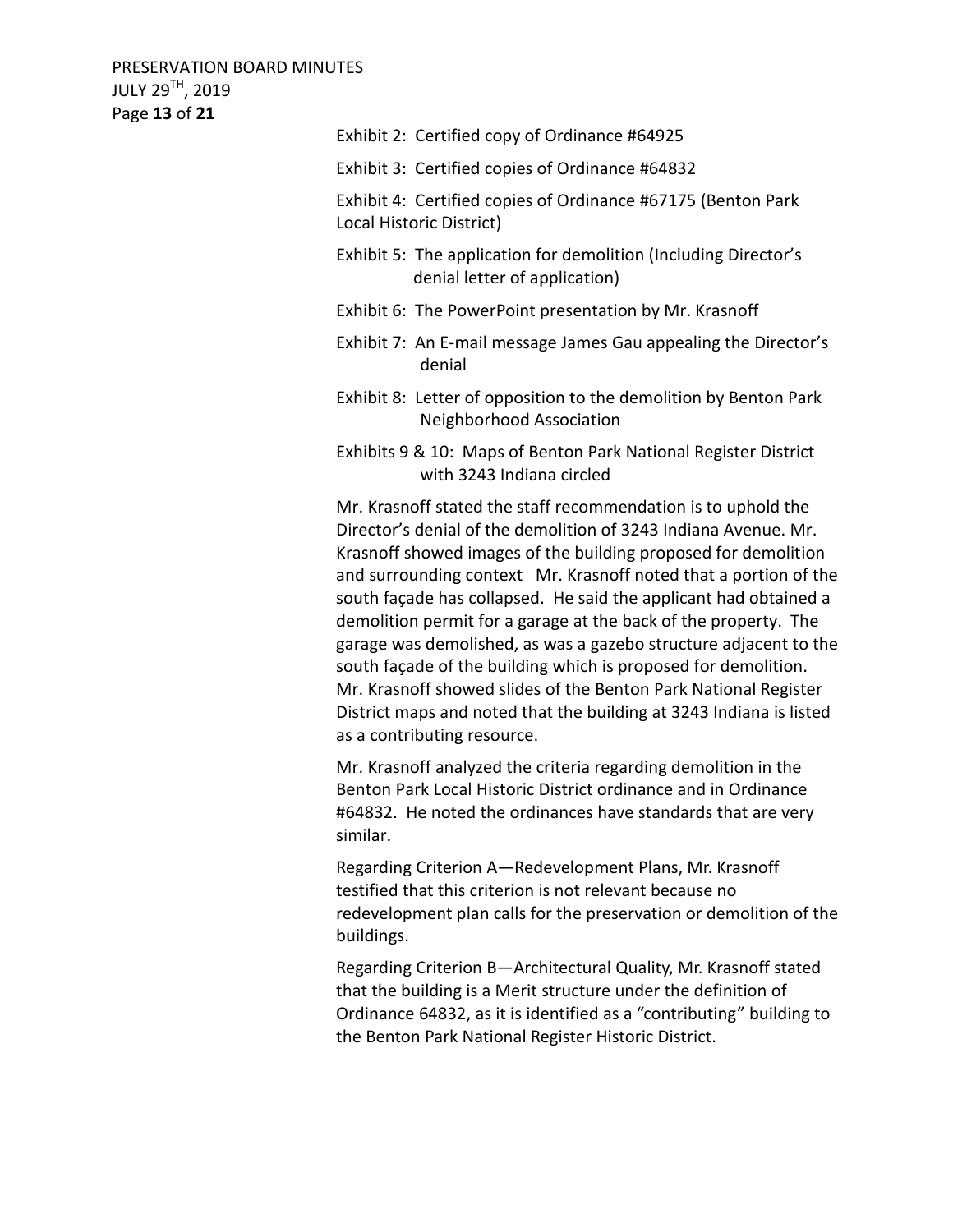Exhibit 2: Certified copy of Ordinance #64925

Exhibit 3: Certified copies of Ordinance #64832

Exhibit 4: Certified copies of Ordinance #67175 (Benton Park Local Historic District)

Exhibit 5: The application for demolition (Including Director's denial letter of application)

Exhibit 6: The PowerPoint presentation by Mr. Krasnoff

Exhibit 7: An E-mail message James Gau appealing the Director's denial

Exhibit 8: Letter of opposition to the demolition by Benton Park Neighborhood Association

Exhibits 9 & 10: Maps of Benton Park National Register District with 3243 Indiana circled

Mr. Krasnoff stated the staff recommendation is to uphold the Director's denial of the demolition of 3243 Indiana Avenue. Mr. Krasnoff showed images of the building proposed for demolition and surrounding context Mr. Krasnoff noted that a portion of the south façade has collapsed. He said the applicant had obtained a demolition permit for a garage at the back of the property. The garage was demolished, as was a gazebo structure adjacent to the south façade of the building which is proposed for demolition. Mr. Krasnoff showed slides of the Benton Park National Register District maps and noted that the building at 3243 Indiana is listed as a contributing resource.

Mr. Krasnoff analyzed the criteria regarding demolition in the Benton Park Local Historic District ordinance and in Ordinance #64832. He noted the ordinances have standards that are very similar.

Regarding Criterion A—Redevelopment Plans, Mr. Krasnoff testified that this criterion is not relevant because no redevelopment plan calls for the preservation or demolition of the buildings.

Regarding Criterion B—Architectural Quality, Mr. Krasnoff stated that the building is a Merit structure under the definition of Ordinance 64832, as it is identified as a "contributing" building to the Benton Park National Register Historic District.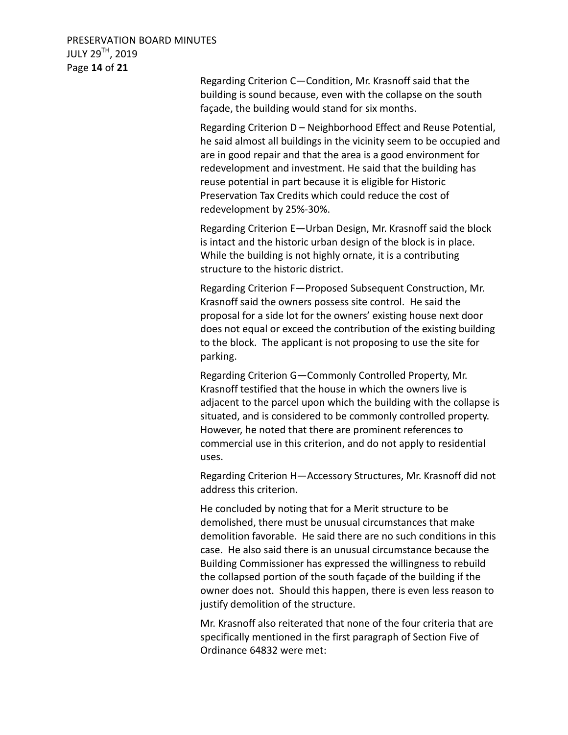Regarding Criterion C—Condition, Mr. Krasnoff said that the building is sound because, even with the collapse on the south façade, the building would stand for six months.

Regarding Criterion D – Neighborhood Effect and Reuse Potential, he said almost all buildings in the vicinity seem to be occupied and are in good repair and that the area is a good environment for redevelopment and investment. He said that the building has reuse potential in part because it is eligible for Historic Preservation Tax Credits which could reduce the cost of redevelopment by 25%-30%.

Regarding Criterion E—Urban Design, Mr. Krasnoff said the block is intact and the historic urban design of the block is in place. While the building is not highly ornate, it is a contributing structure to the historic district.

Regarding Criterion F—Proposed Subsequent Construction, Mr. Krasnoff said the owners possess site control. He said the proposal for a side lot for the owners' existing house next door does not equal or exceed the contribution of the existing building to the block. The applicant is not proposing to use the site for parking.

Regarding Criterion G—Commonly Controlled Property, Mr. Krasnoff testified that the house in which the owners live is adjacent to the parcel upon which the building with the collapse is situated, and is considered to be commonly controlled property. However, he noted that there are prominent references to commercial use in this criterion, and do not apply to residential uses.

Regarding Criterion H—Accessory Structures, Mr. Krasnoff did not address this criterion.

He concluded by noting that for a Merit structure to be demolished, there must be unusual circumstances that make demolition favorable. He said there are no such conditions in this case. He also said there is an unusual circumstance because the Building Commissioner has expressed the willingness to rebuild the collapsed portion of the south façade of the building if the owner does not. Should this happen, there is even less reason to justify demolition of the structure.

Mr. Krasnoff also reiterated that none of the four criteria that are specifically mentioned in the first paragraph of Section Five of Ordinance 64832 were met: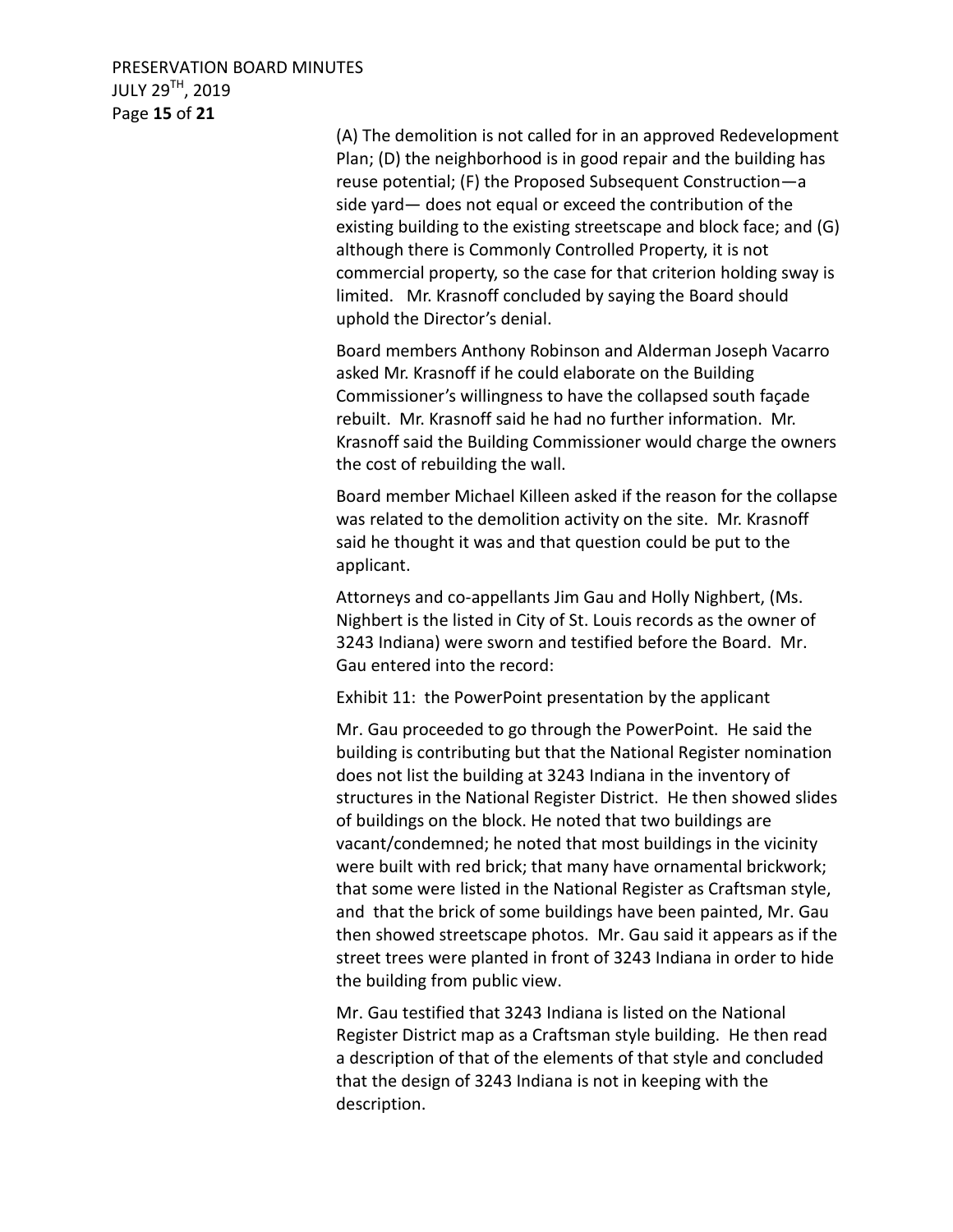(A) The demolition is not called for in an approved Redevelopment Plan; (D) the neighborhood is in good repair and the building has reuse potential; (F) the Proposed Subsequent Construction—a side yard— does not equal or exceed the contribution of the existing building to the existing streetscape and block face; and (G) although there is Commonly Controlled Property, it is not commercial property, so the case for that criterion holding sway is limited. Mr. Krasnoff concluded by saying the Board should uphold the Director's denial.

Board members Anthony Robinson and Alderman Joseph Vacarro asked Mr. Krasnoff if he could elaborate on the Building Commissioner's willingness to have the collapsed south façade rebuilt. Mr. Krasnoff said he had no further information. Mr. Krasnoff said the Building Commissioner would charge the owners the cost of rebuilding the wall.

Board member Michael Killeen asked if the reason for the collapse was related to the demolition activity on the site. Mr. Krasnoff said he thought it was and that question could be put to the applicant.

Attorneys and co-appellants Jim Gau and Holly Nighbert, (Ms. Nighbert is the listed in City of St. Louis records as the owner of 3243 Indiana) were sworn and testified before the Board. Mr. Gau entered into the record:

Exhibit 11: the PowerPoint presentation by the applicant

Mr. Gau proceeded to go through the PowerPoint. He said the building is contributing but that the National Register nomination does not list the building at 3243 Indiana in the inventory of structures in the National Register District. He then showed slides of buildings on the block. He noted that two buildings are vacant/condemned; he noted that most buildings in the vicinity were built with red brick; that many have ornamental brickwork; that some were listed in the National Register as Craftsman style, and that the brick of some buildings have been painted, Mr. Gau then showed streetscape photos. Mr. Gau said it appears as if the street trees were planted in front of 3243 Indiana in order to hide the building from public view.

Mr. Gau testified that 3243 Indiana is listed on the National Register District map as a Craftsman style building. He then read a description of that of the elements of that style and concluded that the design of 3243 Indiana is not in keeping with the description.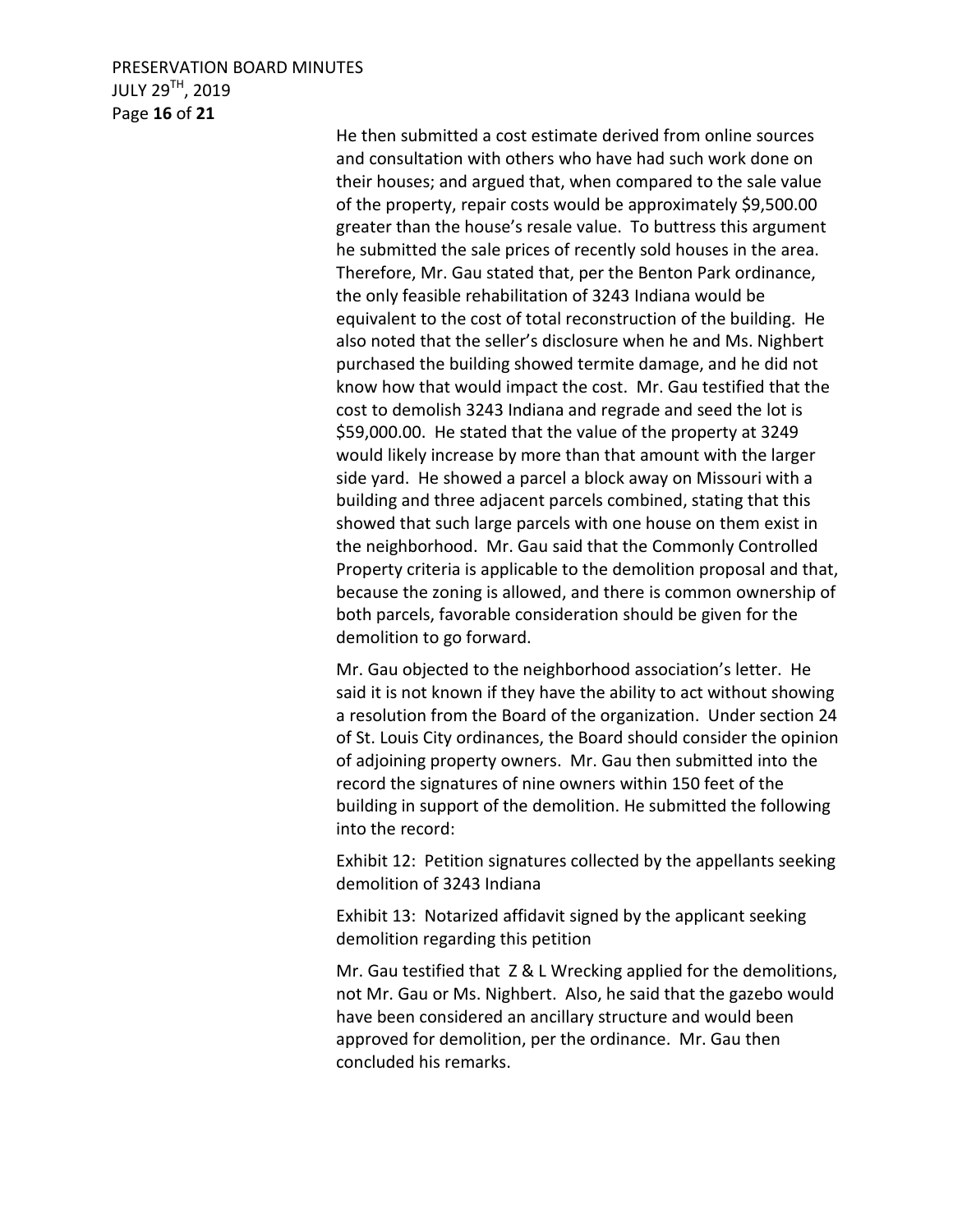He then submitted a cost estimate derived from online sources and consultation with others who have had such work done on their houses; and argued that, when compared to the sale value of the property, repair costs would be approximately $9,500.00 greater than the house's resale value. To buttress this argument he submitted the sale prices of recently sold houses in the area. Therefore, Mr. Gau stated that, per the Benton Park ordinance, the only feasible rehabilitation of 3243 Indiana would be equivalent to the cost of total reconstruction of the building. He also noted that the seller's disclosure when he and Ms. Nighbert purchased the building showed termite damage, and he did not know how that would impact the cost. Mr. Gau testified that the cost to demolish 3243 Indiana and regrade and seed the lot is $59,000.00. He stated that the value of the property at 3249 would likely increase by more than that amount with the larger side yard. He showed a parcel a block away on Missouri with a building and three adjacent parcels combined, stating that this showed that such large parcels with one house on them exist in the neighborhood. Mr. Gau said that the Commonly Controlled Property criteria is applicable to the demolition proposal and that, because the zoning is allowed, and there is common ownership of both parcels, favorable consideration should be given for the demolition to go forward.

Mr. Gau objected to the neighborhood association's letter. He said it is not known if they have the ability to act without showing a resolution from the Board of the organization. Under section 24 of St. Louis City ordinances, the Board should consider the opinion of adjoining property owners. Mr. Gau then submitted into the record the signatures of nine owners within 150 feet of the building in support of the demolition. He submitted the following into the record:

Exhibit 12: Petition signatures collected by the appellants seeking demolition of 3243 Indiana

Exhibit 13: Notarized affidavit signed by the applicant seeking demolition regarding this petition

Mr. Gau testified that Z & L Wrecking applied for the demolitions, not Mr. Gau or Ms. Nighbert. Also, he said that the gazebo would have been considered an ancillary structure and would been approved for demolition, per the ordinance. Mr. Gau then concluded his remarks.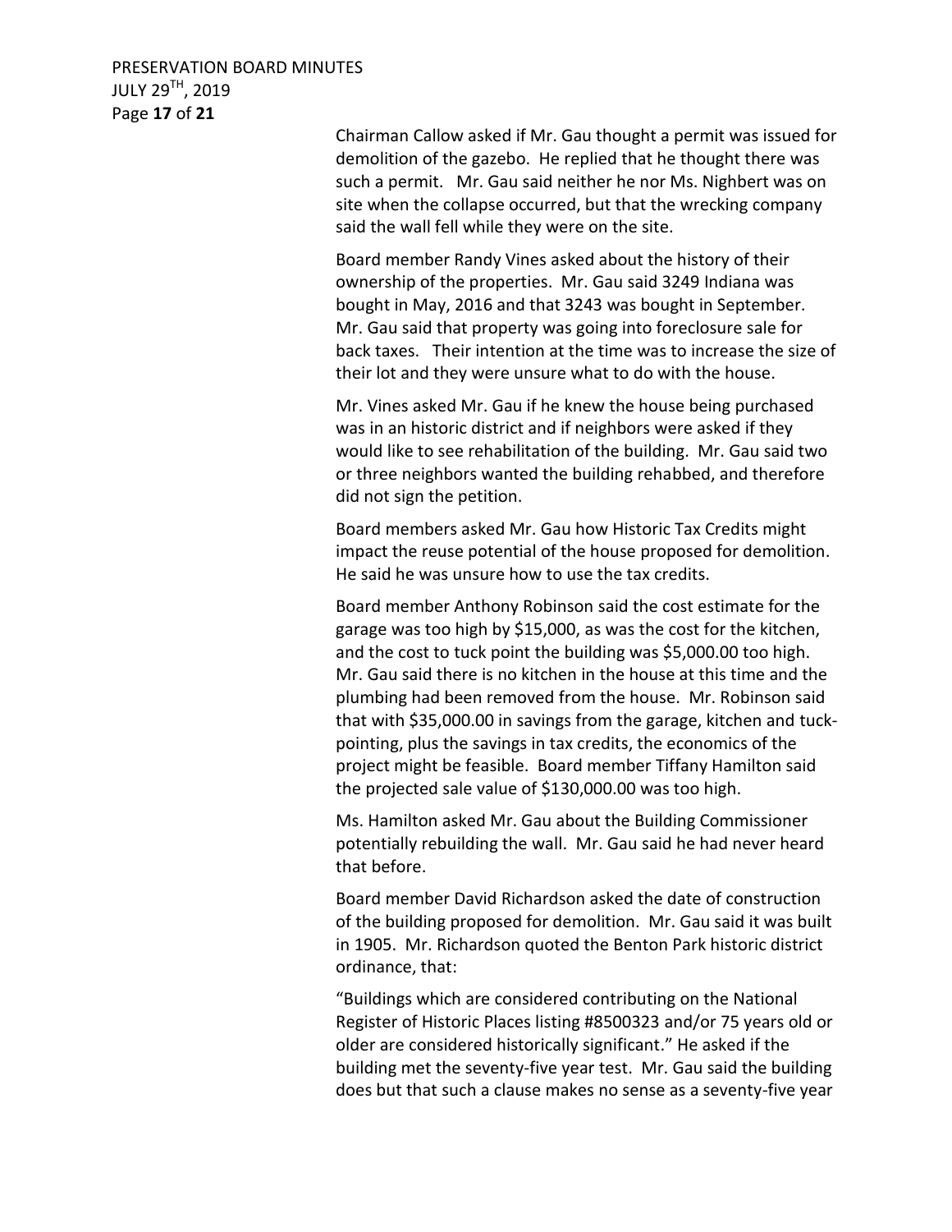Chairman Callow asked if Mr. Gau thought a permit was issued for demolition of the gazebo. He replied that he thought there was such a permit. Mr. Gau said neither he nor Ms. Nighbert was on site when the collapse occurred, but that the wrecking company said the wall fell while they were on the site.

Board member Randy Vines asked about the history of their ownership of the properties. Mr. Gau said 3249 Indiana was bought in May, 2016 and that 3243 was bought in September. Mr. Gau said that property was going into foreclosure sale for back taxes. Their intention at the time was to increase the size of their lot and they were unsure what to do with the house.

Mr. Vines asked Mr. Gau if he knew the house being purchased was in an historic district and if neighbors were asked if they would like to see rehabilitation of the building. Mr. Gau said two or three neighbors wanted the building rehabbed, and therefore did not sign the petition.

Board members asked Mr. Gau how Historic Tax Credits might impact the reuse potential of the house proposed for demolition. He said he was unsure how to use the tax credits.

Board member Anthony Robinson said the cost estimate for the garage was too high by $15,000, as was the cost for the kitchen, and the cost to tuck point the building was $5,000.00 too high. Mr. Gau said there is no kitchen in the house at this time and the plumbing had been removed from the house. Mr. Robinson said that with $35,000.00 in savings from the garage, kitchen and tuck-pointing, plus the savings in tax credits, the economics of the project might be feasible. Board member Tiffany Hamilton said the projected sale value of $130,000.00 was too high.

Ms. Hamilton asked Mr. Gau about the Building Commissioner potentially rebuilding the wall. Mr. Gau said he had never heard that before.

Board member David Richardson asked the date of construction of the building proposed for demolition. Mr. Gau said it was built in 1905. Mr. Richardson quoted the Benton Park historic district ordinance, that:

"Buildings which are considered contributing on the National Register of Historic Places listing #8500323 and/or 75 years old or older are considered historically significant." He asked if the building met the seventy-five year test. Mr. Gau said the building does but that such a clause makes no sense as a seventy-five year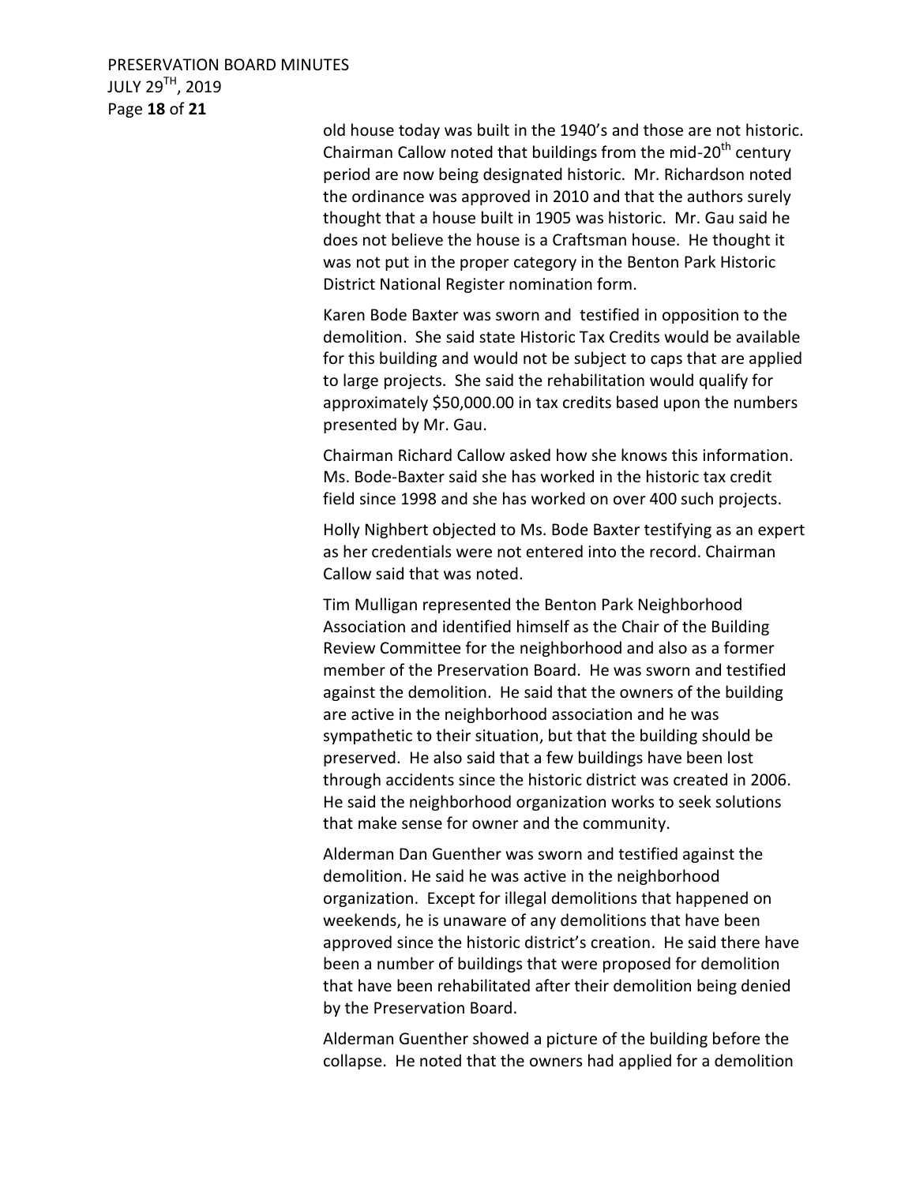old house today was built in the 1940's and those are not historic. Chairman Callow noted that buildings from the mid-20th century period are now being designated historic. Mr. Richardson noted the ordinance was approved in 2010 and that the authors surely thought that a house built in 1905 was historic. Mr. Gau said he does not believe the house is a Craftsman house. He thought it was not put in the proper category in the Benton Park Historic District National Register nomination form.

Karen Bode Baxter was sworn and testified in opposition to the demolition. She said state Historic Tax Credits would be available for this building and would not be subject to caps that are applied to large projects. She said the rehabilitation would qualify for approximately $50,000.00 in tax credits based upon the numbers presented by Mr. Gau.

Chairman Richard Callow asked how she knows this information. Ms. Bode-Baxter said she has worked in the historic tax credit field since 1998 and she has worked on over 400 such projects.

Holly Nighbert objected to Ms. Bode Baxter testifying as an expert as her credentials were not entered into the record. Chairman Callow said that was noted.

Tim Mulligan represented the Benton Park Neighborhood Association and identified himself as the Chair of the Building Review Committee for the neighborhood and also as a former member of the Preservation Board. He was sworn and testified against the demolition. He said that the owners of the building are active in the neighborhood association and he was sympathetic to their situation, but that the building should be preserved. He also said that a few buildings have been lost through accidents since the historic district was created in 2006. He said the neighborhood organization works to seek solutions that make sense for owner and the community.

Alderman Dan Guenther was sworn and testified against the demolition. He said he was active in the neighborhood organization. Except for illegal demolitions that happened on weekends, he is unaware of any demolitions that have been approved since the historic district's creation. He said there have been a number of buildings that were proposed for demolition that have been rehabilitated after their demolition being denied by the Preservation Board.

Alderman Guenther showed a picture of the building before the collapse. He noted that the owners had applied for a demolition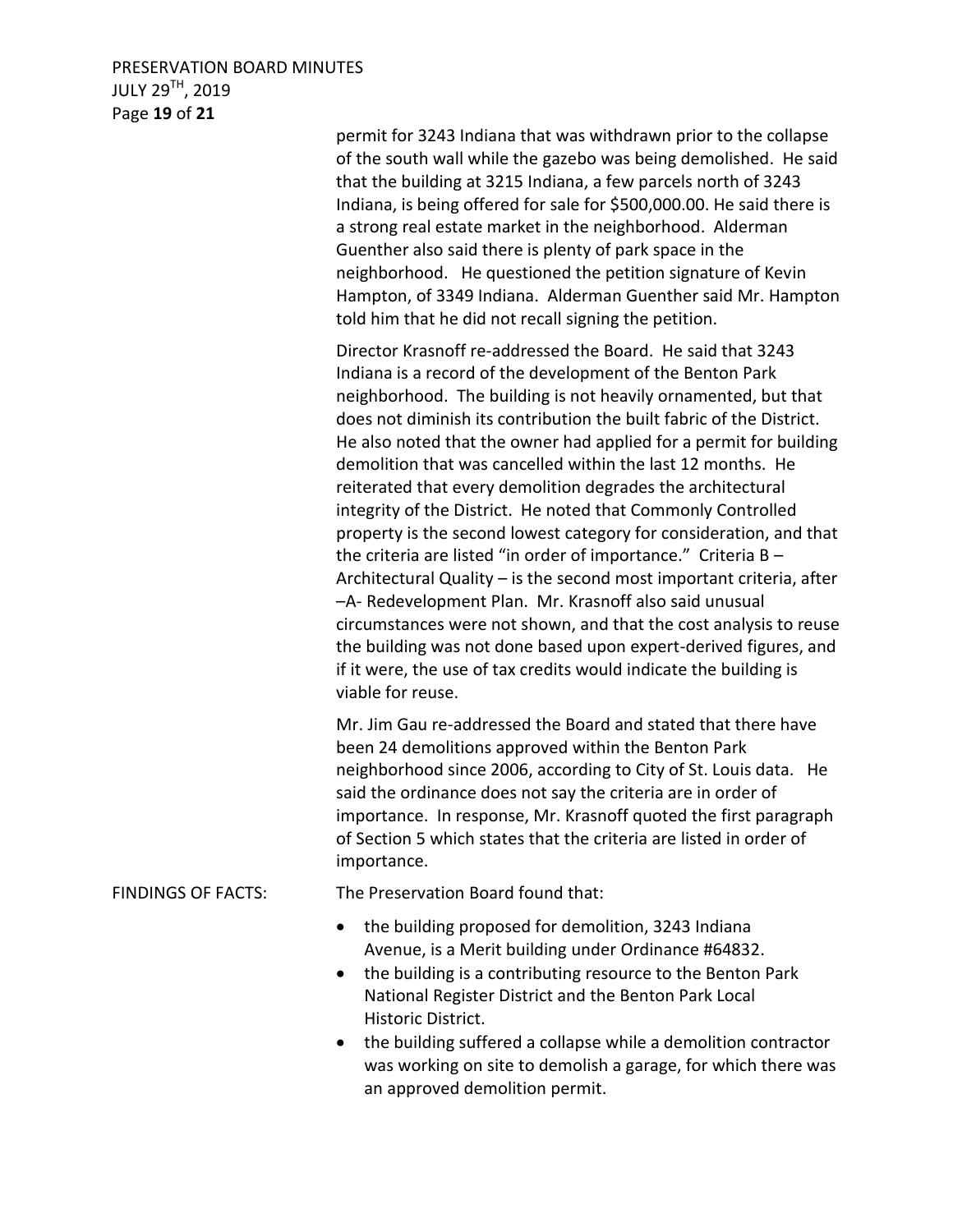permit for 3243 Indiana that was withdrawn prior to the collapse of the south wall while the gazebo was being demolished. He said that the building at 3215 Indiana, a few parcels north of 3243 Indiana, is being offered for sale for $500,000.00. He said there is a strong real estate market in the neighborhood. Alderman Guenther also said there is plenty of park space in the neighborhood. He questioned the petition signature of Kevin Hampton, of 3349 Indiana. Alderman Guenther said Mr. Hampton told him that he did not recall signing the petition.

Director Krasnoff re-addressed the Board. He said that 3243 Indiana is a record of the development of the Benton Park neighborhood. The building is not heavily ornamented, but that does not diminish its contribution the built fabric of the District. He also noted that the owner had applied for a permit for building demolition that was cancelled within the last 12 months. He reiterated that every demolition degrades the architectural integrity of the District. He noted that Commonly Controlled property is the second lowest category for consideration, and that the criteria are listed "in order of importance." Criteria B – Architectural Quality – is the second most important criteria, after –A- Redevelopment Plan. Mr. Krasnoff also said unusual circumstances were not shown, and that the cost analysis to reuse the building was not done based upon expert-derived figures, and if it were, the use of tax credits would indicate the building is viable for reuse.

Mr. Jim Gau re-addressed the Board and stated that there have been 24 demolitions approved within the Benton Park neighborhood since 2006, according to City of St. Louis data. He said the ordinance does not say the criteria are in order of importance. In response, Mr. Krasnoff quoted the first paragraph of Section 5 which states that the criteria are listed in order of importance.

FINDINGS OF FACTS: The Preservation Board found that:

- the building proposed for demolition, 3243 Indiana Avenue, is a Merit building under Ordinance #64832.
- the building is a contributing resource to the Benton Park National Register District and the Benton Park Local Historic District.
- the building suffered a collapse while a demolition contractor was working on site to demolish a garage, for which there was an approved demolition permit.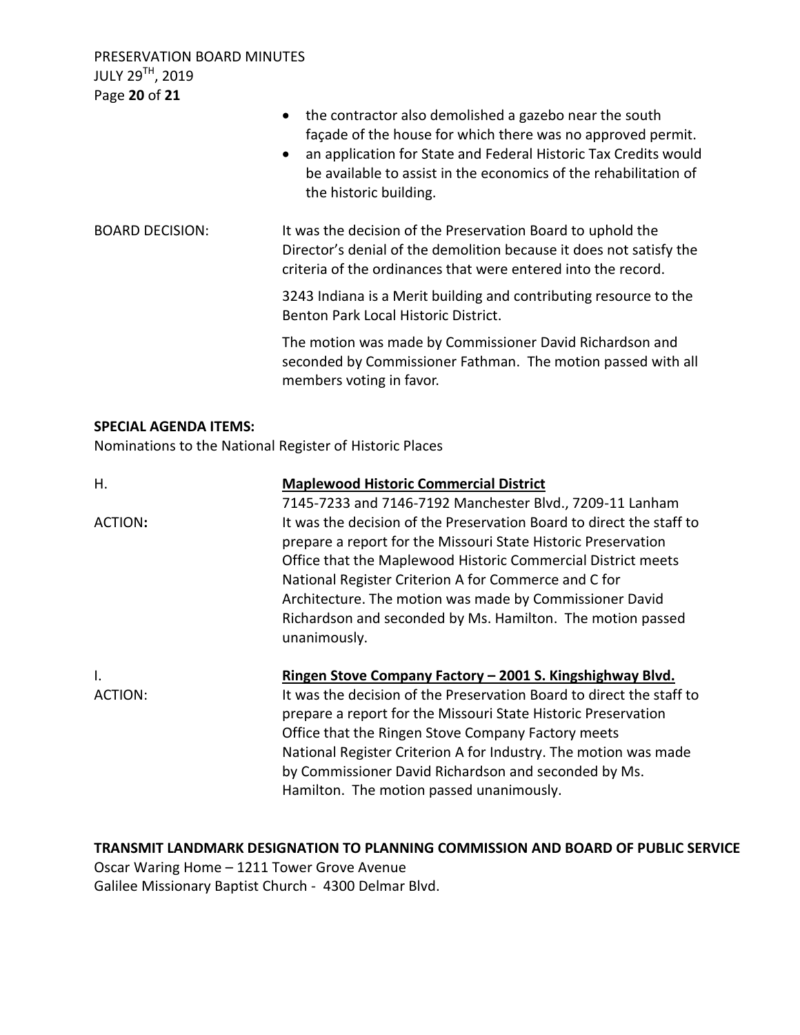- the contractor also demolished a gazebo near the south façade of the house for which there was no approved permit.
- an application for State and Federal Historic Tax Credits would be available to assist in the economics of the rehabilitation of the historic building.

BOARD DECISION: It was the decision of the Preservation Board to uphold the Director's denial of the demolition because it does not satisfy the criteria of the ordinances that were entered into the record.

3243 Indiana is a Merit building and contributing resource to the Benton Park Local Historic District.

The motion was made by Commissioner David Richardson and seconded by Commissioner Fathman. The motion passed with all members voting in favor.

**SPECIAL AGENDA ITEMS:**

Nominations to the National Register of Historic Places

H. **<u>Maplewood Historic Commercial District</u>**

7145-7233 and 7146-7192 Manchester Blvd., 7209-11 Lanham

ACTION**:** It was the decision of the Preservation Board to direct the staff to prepare a report for the Missouri State Historic Preservation Office that the Maplewood Historic Commercial District meets National Register Criterion A for Commerce and C for Architecture. The motion was made by Commissioner David Richardson and seconded by Ms. Hamilton. The motion passed unanimously.

I. **<u>Ringen Stove Company Factory – 2001 S. Kingshighway Blvd.</u>**

ACTION: It was the decision of the Preservation Board to direct the staff to prepare a report for the Missouri State Historic Preservation Office that the Ringen Stove Company Factory meets National Register Criterion A for Industry. The motion was made by Commissioner David Richardson and seconded by Ms. Hamilton. The motion passed unanimously.

**TRANSMIT LANDMARK DESIGNATION TO PLANNING COMMISSION AND BOARD OF PUBLIC SERVICE**

Oscar Waring Home – 1211 Tower Grove Avenue

Galilee Missionary Baptist Church - 4300 Delmar Blvd.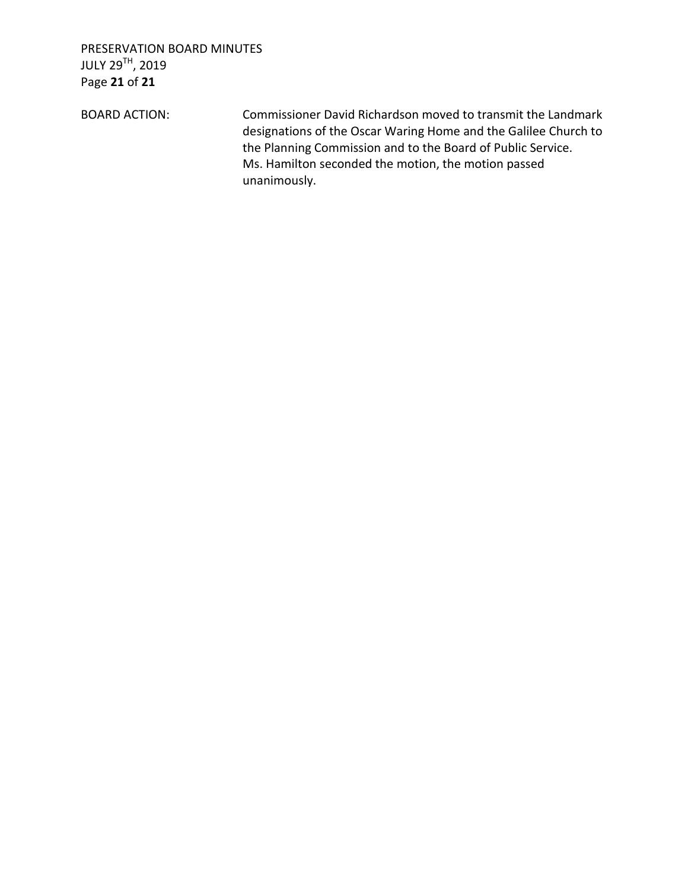BOARD ACTION: Commissioner David Richardson moved to transmit the Landmark designations of the Oscar Waring Home and the Galilee Church to the Planning Commission and to the Board of Public Service. Ms. Hamilton seconded the motion, the motion passed unanimously.